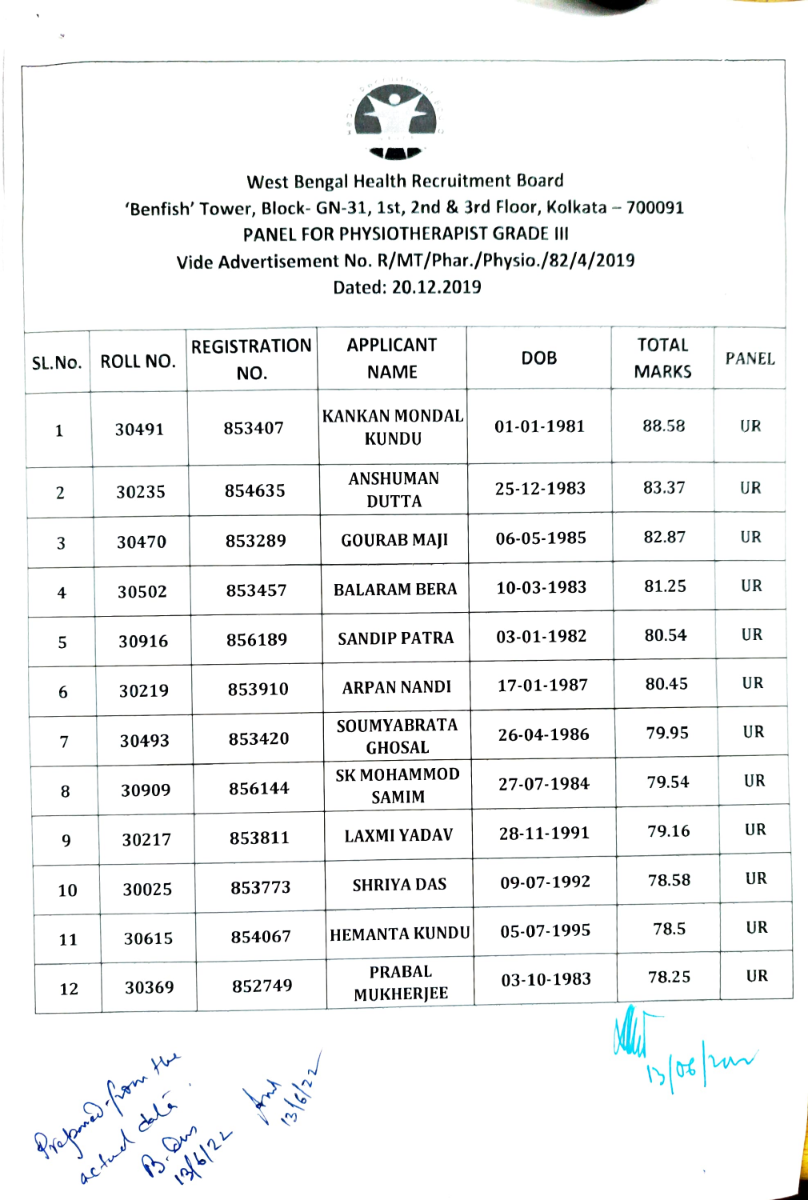West Bengal Health Recruitment Board

'Benfish' Tower, Block- GN-31, 1st, 2nd & 3rd Floor, Kolkata – 700091

PANEL FOR PHYSIOTHERAPIST GRADE III

Vide Advertisement No. R/MT/Phar./Physio./82/4/2019

Dated: 20.12.2019

| SL.No. | ROLL NO. | REGISTRATION NO. | APPLICANT NAME | DOB | TOTAL MARKS | PANEL |
|---|---|---|---|---|---|---|
| 1 | 30491 | 853407 | KANKAN MONDAL KUNDU | 01-01-1981 | 88.58 | UR |
| 2 | 30235 | 854635 | ANSHUMAN DUTTA | 25-12-1983 | 83.37 | UR |
| 3 | 30470 | 853289 | GOURAB MAJI | 06-05-1985 | 82.87 | UR |
| 4 | 30502 | 853457 | BALARAM BERA | 10-03-1983 | 81.25 | UR |
| 5 | 30916 | 856189 | SANDIP PATRA | 03-01-1982 | 80.54 | UR |
| 6 | 30219 | 853910 | ARPAN NANDI | 17-01-1987 | 80.45 | UR |
| 7 | 30493 | 853420 | SOUMYABRATA GHOSAL | 26-04-1986 | 79.95 | UR |
| 8 | 30909 | 856144 | SK MOHAMMOD SAMIM | 27-07-1984 | 79.54 | UR |
| 9 | 30217 | 853811 | LAXMI YADAV | 28-11-1991 | 79.16 | UR |
| 10 | 30025 | 853773 | SHRIYA DAS | 09-07-1992 | 78.58 | UR |
| 11 | 30615 | 854067 | HEMANTA KUNDU | 05-07-1995 | 78.5 | UR |
| 12 | 30369 | 852749 | PRABAL MUKHERJEE | 03-10-1983 | 78.25 | UR |

Prepared from the actual data. B. Das 13/6/22

13/6/22

13/06/2022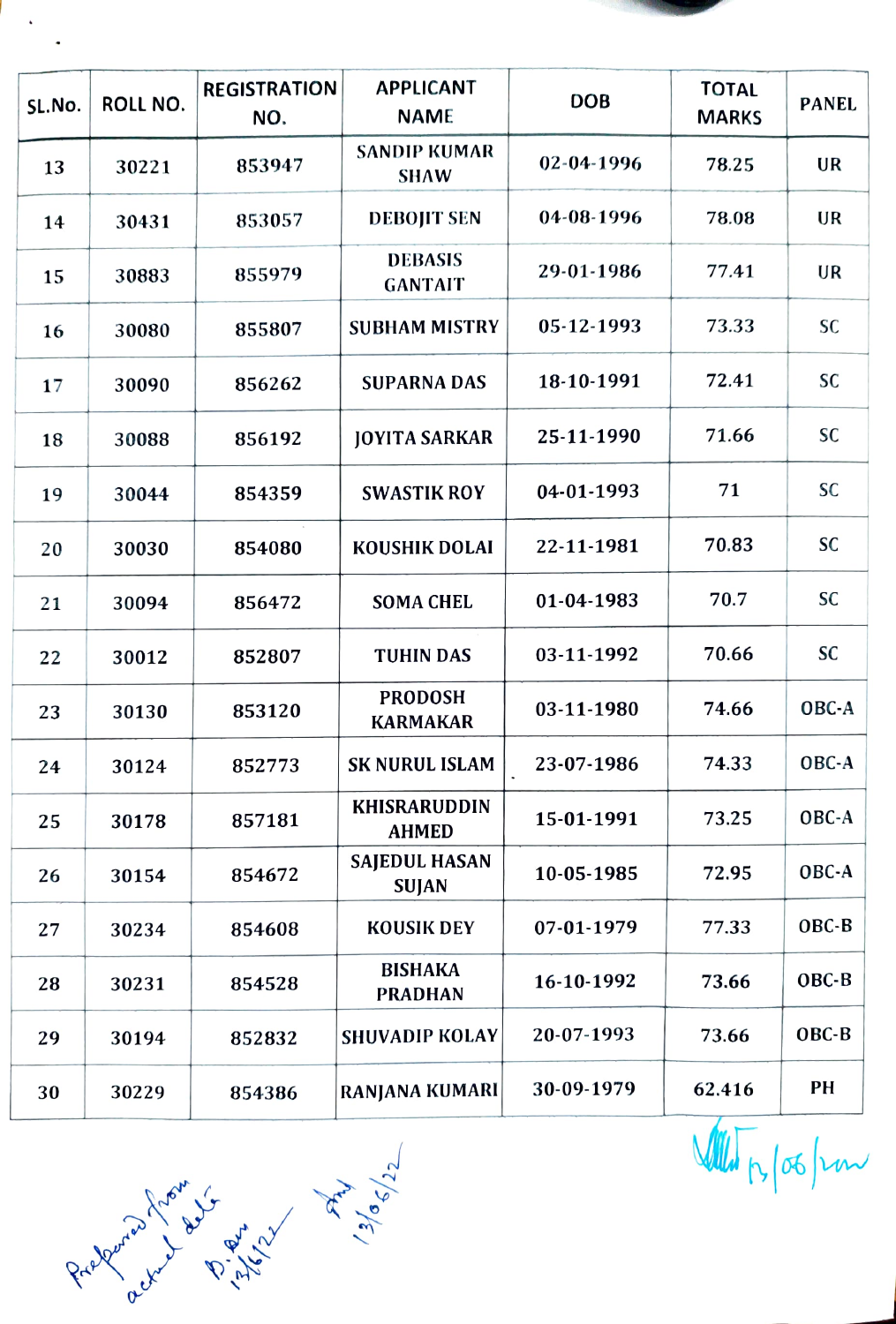| SL.No. | ROLL NO. | REGISTRATION NO. | APPLICANT NAME | DOB | TOTAL MARKS | PANEL |
|---|---|---|---|---|---|---|
| 13 | 30221 | 853947 | SANDIP KUMAR SHAW | 02-04-1996 | 78.25 | UR |
| 14 | 30431 | 853057 | DEBOJIT SEN | 04-08-1996 | 78.08 | UR |
| 15 | 30883 | 855979 | DEBASIS GANTAIT | 29-01-1986 | 77.41 | UR |
| 16 | 30080 | 855807 | SUBHAM MISTRY | 05-12-1993 | 73.33 | SC |
| 17 | 30090 | 856262 | SUPARNA DAS | 18-10-1991 | 72.41 | SC |
| 18 | 30088 | 856192 | JOYITA SARKAR | 25-11-1990 | 71.66 | SC |
| 19 | 30044 | 854359 | SWASTIK ROY | 04-01-1993 | 71 | SC |
| 20 | 30030 | 854080 | KOUSHIK DOLAI | 22-11-1981 | 70.83 | SC |
| 21 | 30094 | 856472 | SOMA CHEL | 01-04-1983 | 70.7 | SC |
| 22 | 30012 | 852807 | TUHIN DAS | 03-11-1992 | 70.66 | SC |
| 23 | 30130 | 853120 | PRODOSH KARMAKAR | 03-11-1980 | 74.66 | OBC-A |
| 24 | 30124 | 852773 | SK NURUL ISLAM | 23-07-1986 | 74.33 | OBC-A |
| 25 | 30178 | 857181 | KHISRARUDDIN AHMED | 15-01-1991 | 73.25 | OBC-A |
| 26 | 30154 | 854672 | SAJEDUL HASAN SUJAN | 10-05-1985 | 72.95 | OBC-A |
| 27 | 30234 | 854608 | KOUSIK DEY | 07-01-1979 | 77.33 | OBC-B |
| 28 | 30231 | 854528 | BISHAKA PRADHAN | 16-10-1992 | 73.66 | OBC-B |
| 29 | 30194 | 852832 | SHUVADIP KOLAY | 20-07-1993 | 73.66 | OBC-B |
| 30 | 30229 | 854386 | RANJANA KUMARI | 30-09-1979 | 62.416 | PH |

Prepared from actual data
B. Pal 13/6/22
13/06/22
13/06/2022